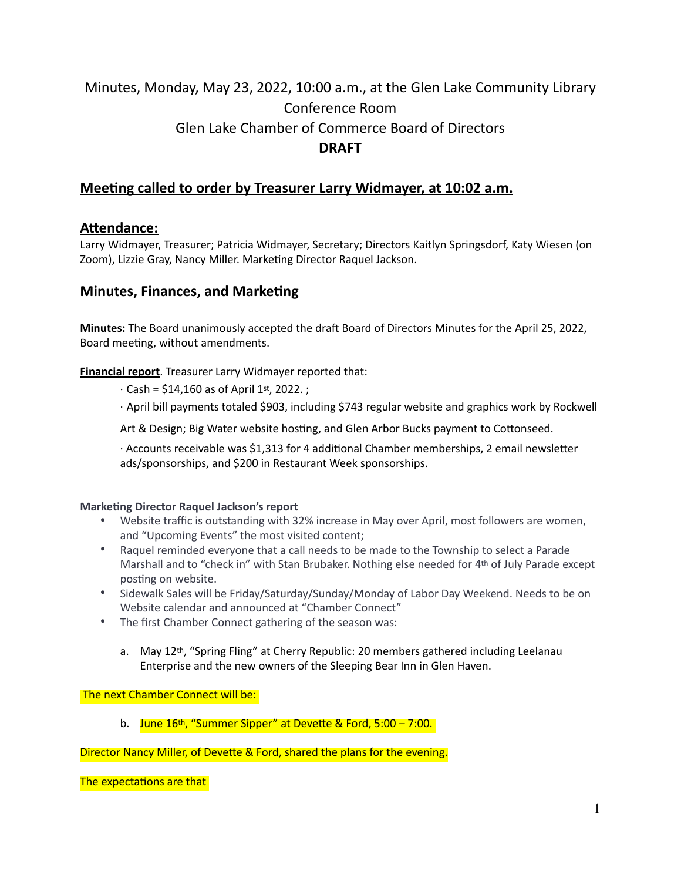# Minutes, Monday, May 23, 2022, 10:00 a.m., at the Glen Lake Community Library Conference Room

## Glen Lake Chamber of Commerce Board of Directors

**DRAFT**

## Meeting called to order by Treasurer Larry Widmayer, at 10:02 a.m.

## Attendance:

Larry Widmayer, Treasurer; Patricia Widmayer, Secretary; Directors Kaitlyn Springsdorf, Katy Wiesen (on Zoom), Lizzie Gray, Nancy Miller. Marketing Director Raquel Jackson.

## Minutes, Finances, and Marketing

**Minutes:** The Board unanimously accepted the draft Board of Directors Minutes for the April 25, 2022, Board meeting, without amendments.

**Financial report**. Treasurer Larry Widmayer reported that:

· Cash = $14,160 as of April 1st, 2022. ;

· April bill payments totaled $903, including $743 regular website and graphics work by Rockwell Art & Design; Big Water website hosting, and Glen Arbor Bucks payment to Cottonseed.

· Accounts receivable was $1,313 for 4 additional Chamber memberships, 2 email newsletter ads/sponsorships, and $200 in Restaurant Week sponsorships.

**Marketing Director Raquel Jackson's report**

- Website traffic is outstanding with 32% increase in May over April, most followers are women, and "Upcoming Events" the most visited content;
- Raquel reminded everyone that a call needs to be made to the Township to select a Parade Marshall and to "check in" with Stan Brubaker. Nothing else needed for 4th of July Parade except posting on website.
- Sidewalk Sales will be Friday/Saturday/Sunday/Monday of Labor Day Weekend. Needs to be on Website calendar and announced at "Chamber Connect"
- The first Chamber Connect gathering of the season was:

  a. May 12th, "Spring Fling" at Cherry Republic: 20 members gathered including Leelanau Enterprise and the new owners of the Sleeping Bear Inn in Glen Haven.

The next Chamber Connect will be:

  b. June 16th, "Summer Sipper" at Devette & Ford, 5:00 – 7:00.

Director Nancy Miller, of Devette & Ford, shared the plans for the evening.

The expectations are that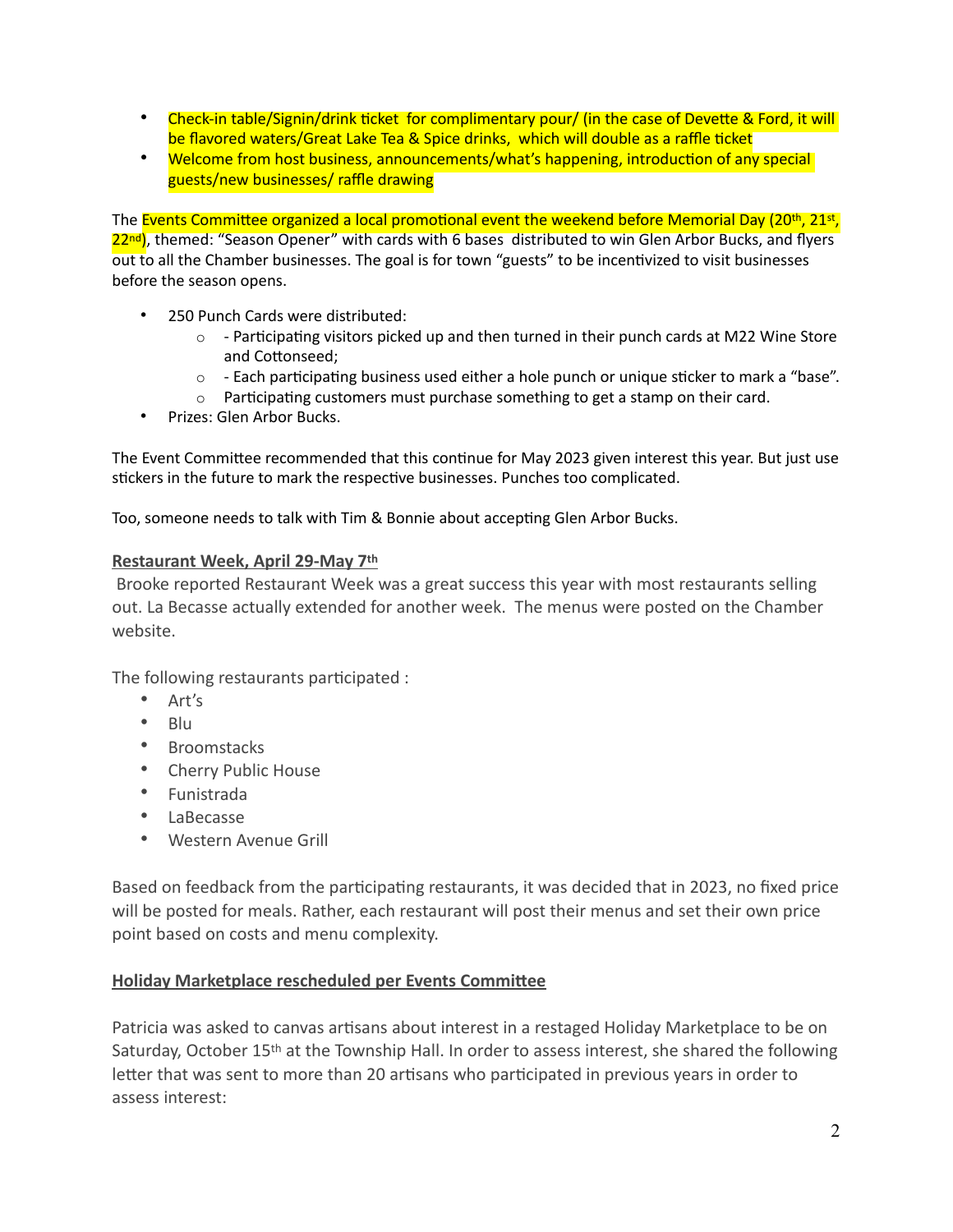- Check-in table/Signin/drink ticket for complimentary pour/ (in the case of Devette & Ford, it will be flavored waters/Great Lake Tea & Spice drinks, which will double as a raffle ticket
- Welcome from host business, announcements/what's happening, introduction of any special guests/new businesses/ raffle drawing

The Events Committee organized a local promotional event the weekend before Memorial Day (20th, 21st, 22nd), themed: "Season Opener" with cards with 6 bases distributed to win Glen Arbor Bucks, and flyers out to all the Chamber businesses. The goal is for town "guests" to be incentivized to visit businesses before the season opens.

- 250 Punch Cards were distributed:
  - - Participating visitors picked up and then turned in their punch cards at M22 Wine Store and Cottonseed;
  - - Each participating business used either a hole punch or unique sticker to mark a "base".
  - Participating customers must purchase something to get a stamp on their card.
- Prizes: Glen Arbor Bucks.

The Event Committee recommended that this continue for May 2023 given interest this year. But just use stickers in the future to mark the respective businesses. Punches too complicated.

Too, someone needs to talk with Tim & Bonnie about accepting Glen Arbor Bucks.

**Restaurant Week, April 29-May 7th**

Brooke reported Restaurant Week was a great success this year with most restaurants selling out. La Becasse actually extended for another week. The menus were posted on the Chamber website.

The following restaurants participated :

- Art's
- Blu
- Broomstacks
- Cherry Public House
- Funistrada
- LaBecasse
- Western Avenue Grill

Based on feedback from the participating restaurants, it was decided that in 2023, no fixed price will be posted for meals. Rather, each restaurant will post their menus and set their own price point based on costs and menu complexity.

**Holiday Marketplace rescheduled per Events Committee**

Patricia was asked to canvas artisans about interest in a restaged Holiday Marketplace to be on Saturday, October 15th at the Township Hall. In order to assess interest, she shared the following letter that was sent to more than 20 artisans who participated in previous years in order to assess interest: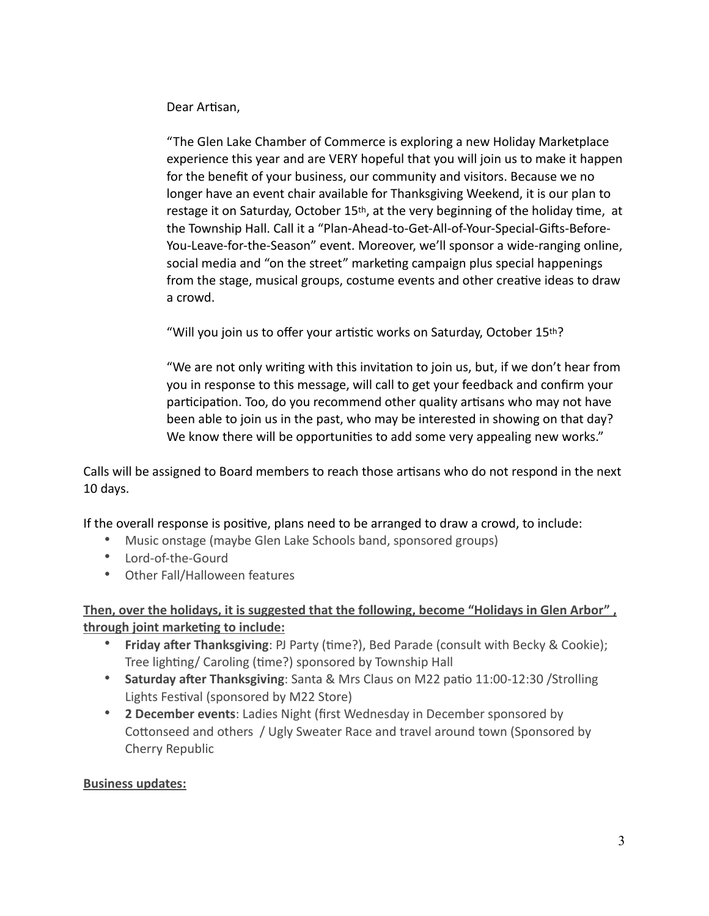Dear Artisan,

“The Glen Lake Chamber of Commerce is exploring a new Holiday Marketplace experience this year and are VERY hopeful that you will join us to make it happen for the benefit of your business, our community and visitors. Because we no longer have an event chair available for Thanksgiving Weekend, it is our plan to restage it on Saturday, October 15th, at the very beginning of the holiday time, at the Township Hall. Call it a “Plan-Ahead-to-Get-All-of-Your-Special-Gifts-Before-You-Leave-for-the-Season” event. Moreover, we’ll sponsor a wide-ranging online, social media and “on the street” marketing campaign plus special happenings from the stage, musical groups, costume events and other creative ideas to draw a crowd.

“Will you join us to offer your artistic works on Saturday, October 15th?

“We are not only writing with this invitation to join us, but, if we don’t hear from you in response to this message, will call to get your feedback and confirm your participation. Too, do you recommend other quality artisans who may not have been able to join us in the past, who may be interested in showing on that day? We know there will be opportunities to add some very appealing new works.”

Calls will be assigned to Board members to reach those artisans who do not respond in the next 10 days.

If the overall response is positive, plans need to be arranged to draw a crowd, to include:

- Music onstage (maybe Glen Lake Schools band, sponsored groups)
- Lord-of-the-Gourd
- Other Fall/Halloween features

**Then, over the holidays, it is suggested that the following, become “Holidays in Glen Arbor” , through joint marketing to include:**

- **Friday after Thanksgiving**: PJ Party (time?), Bed Parade (consult with Becky & Cookie); Tree lighting/ Caroling (time?) sponsored by Township Hall
- **Saturday after Thanksgiving**: Santa & Mrs Claus on M22 patio 11:00-12:30 /Strolling Lights Festival (sponsored by M22 Store)
- **2 December events**: Ladies Night (first Wednesday in December sponsored by Cottonseed and others / Ugly Sweater Race and travel around town (Sponsored by Cherry Republic

**Business updates:**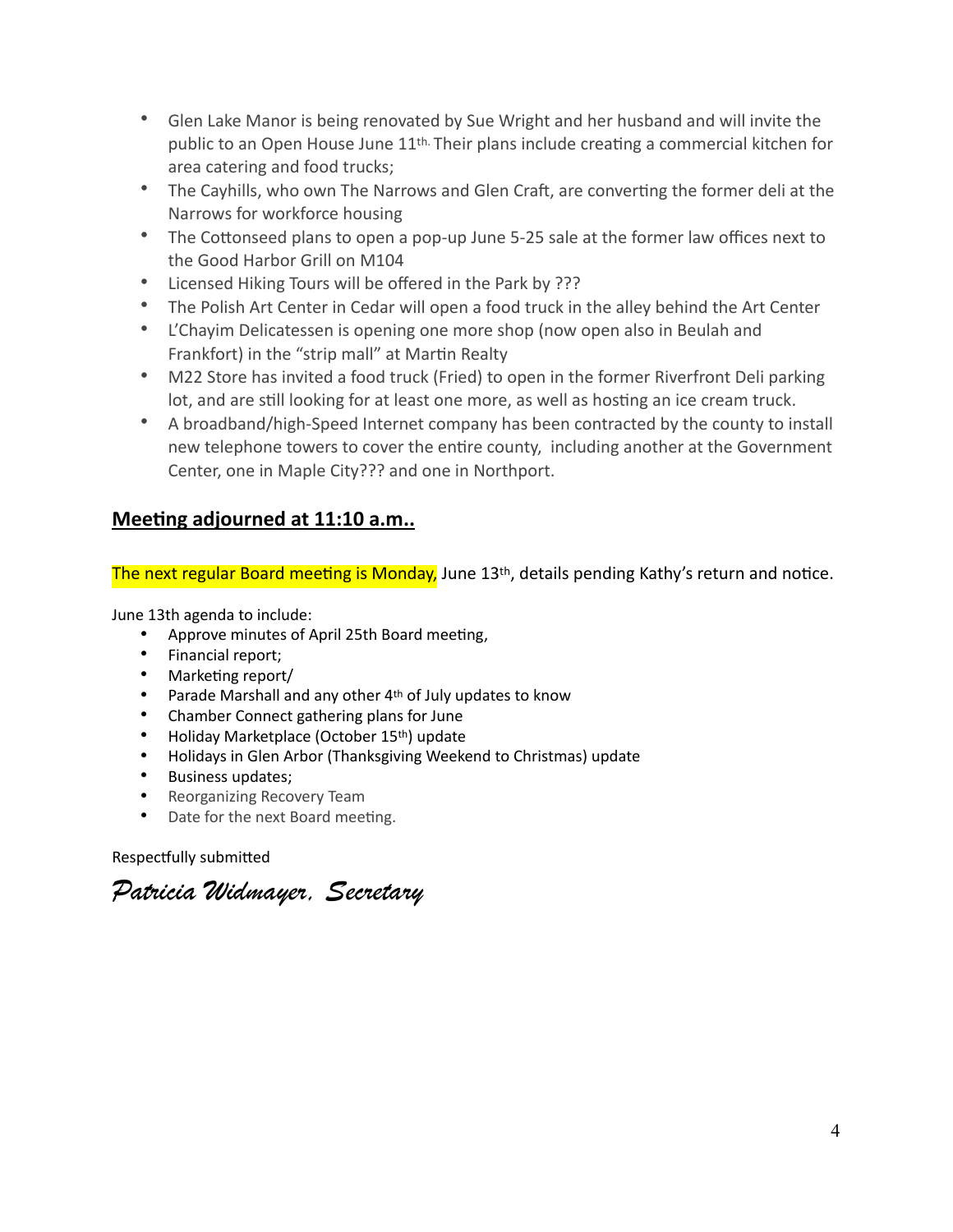- Glen Lake Manor is being renovated by Sue Wright and her husband and will invite the public to an Open House June 11th. Their plans include creating a commercial kitchen for area catering and food trucks;
- The Cayhills, who own The Narrows and Glen Craft, are converting the former deli at the Narrows for workforce housing
- The Cottonseed plans to open a pop-up June 5-25 sale at the former law offices next to the Good Harbor Grill on M104
- Licensed Hiking Tours will be offered in the Park by ???
- The Polish Art Center in Cedar will open a food truck in the alley behind the Art Center
- L'Chayim Delicatessen is opening one more shop (now open also in Beulah and Frankfort) in the "strip mall" at Martin Realty
- M22 Store has invited a food truck (Fried) to open in the former Riverfront Deli parking lot, and are still looking for at least one more, as well as hosting an ice cream truck.
- A broadband/high-Speed Internet company has been contracted by the county to install new telephone towers to cover the entire county, including another at the Government Center, one in Maple City??? and one in Northport.

**<u>Meeting adjourned at 11:10 a.m..</u>**

The next regular Board meeting is Monday, June 13th, details pending Kathy's return and notice.

June 13th agenda to include:

- Approve minutes of April 25th Board meeting,
- Financial report;
- Marketing report/
- Parade Marshall and any other 4th of July updates to know
- Chamber Connect gathering plans for June
- Holiday Marketplace (October 15th) update
- Holidays in Glen Arbor (Thanksgiving Weekend to Christmas) update
- Business updates;
- Reorganizing Recovery Team
- Date for the next Board meeting.

Respectfully submitted

*Patricia Widmayer, Secretary*